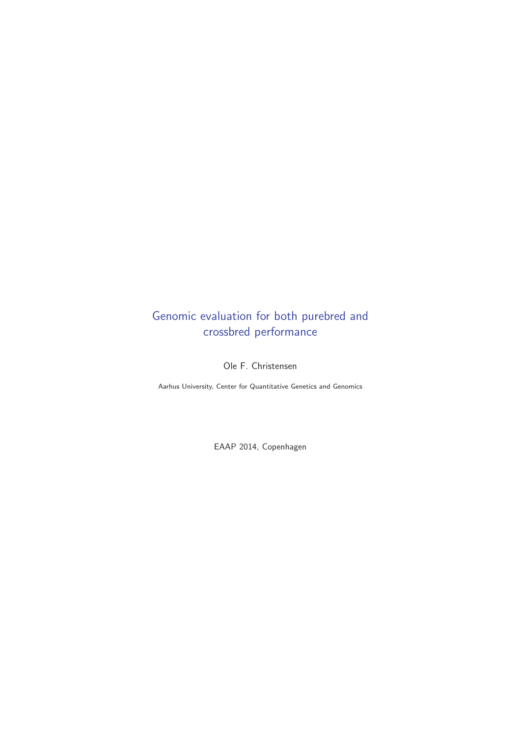# Genomic evaluation for both purebred and crossbred performance

Ole F. Christensen

Aarhus University, Center for Quantitative Genetics and Genomics

EAAP 2014, Copenhagen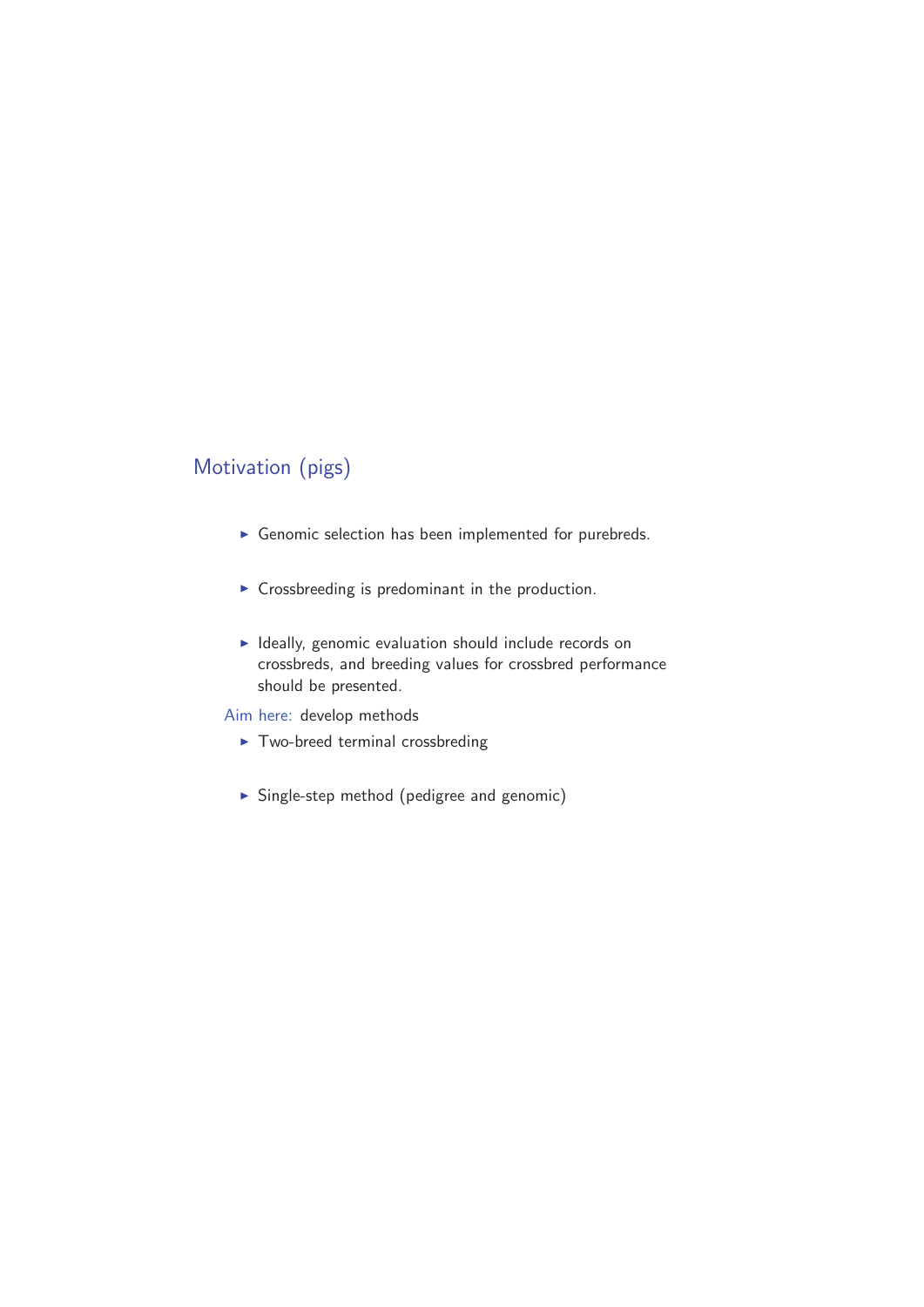## Motivation (pigs)

- Genomic selection has been implemented for purebreds.
- Crossbreeding is predominant in the production.
- Ideally, genomic evaluation should include records on crossbreds, and breeding values for crossbred performance should be presented.

Aim here: develop methods

- Two-breed terminal crossbreding
- Single-step method (pedigree and genomic)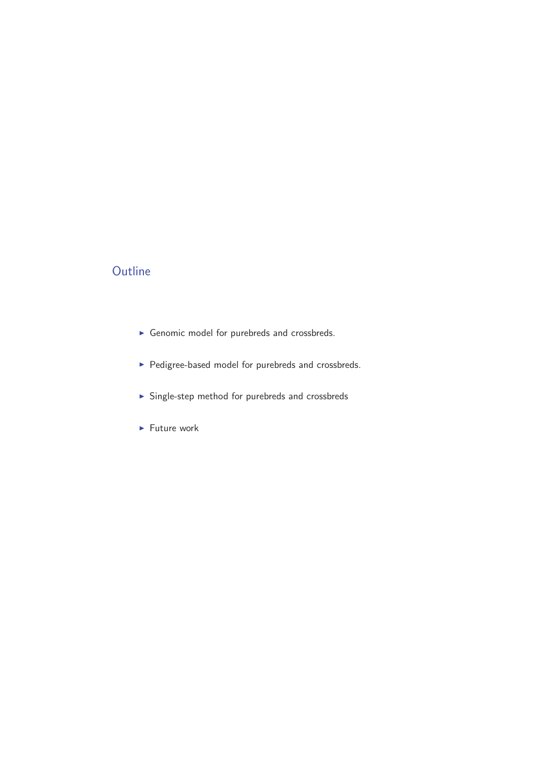## Outline

- Genomic model for purebreds and crossbreds.
- Pedigree-based model for purebreds and crossbreds.
- Single-step method for purebreds and crossbreds
- Future work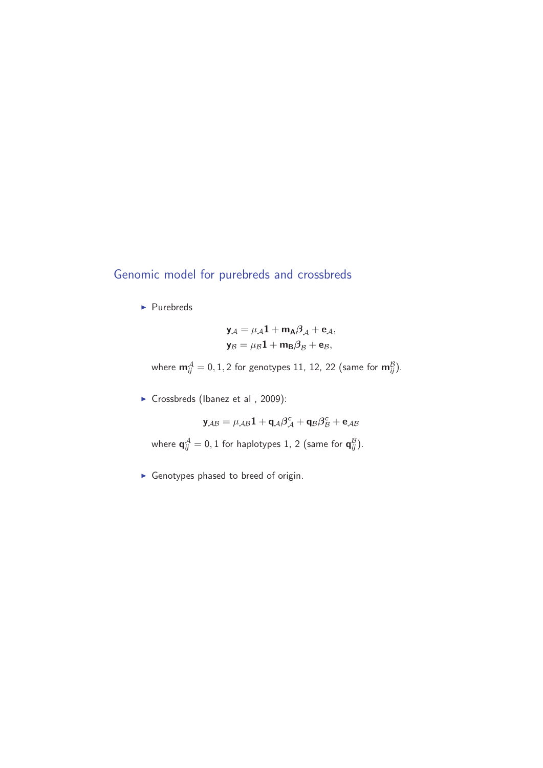## Genomic model for purebreds and crossbreds

- Purebreds

$$\mathbf{y}_{\mathcal{A}} = \mu_{\mathcal{A}}\mathbf{1} + \mathbf{m}_{\mathbf{A}}\boldsymbol{\beta}_{\mathcal{A}} + \mathbf{e}_{\mathcal{A}},$$
$$\mathbf{y}_{\mathcal{B}} = \mu_{\mathcal{B}}\mathbf{1} + \mathbf{m}_{\mathbf{B}}\boldsymbol{\beta}_{\mathcal{B}} + \mathbf{e}_{\mathcal{B}},$$

  where $\mathbf{m}_{ij}^{\mathcal{A}} = 0, 1, 2$ for genotypes 11, 12, 22 (same for $\mathbf{m}_{ij}^{\mathcal{B}}$).

- Crossbreds (Ibanez et al , 2009):

$$\mathbf{y}_{\mathcal{AB}} = \mu_{\mathcal{AB}}\mathbf{1} + \mathbf{q}_{\mathcal{A}}\boldsymbol{\beta}_{\mathcal{A}}^{c} + \mathbf{q}_{\mathcal{B}}\boldsymbol{\beta}_{\mathcal{B}}^{c} + \mathbf{e}_{\mathcal{AB}}$$

  where $\mathbf{q}_{ij}^{\mathcal{A}} = 0, 1$ for haplotypes 1, 2 (same for $\mathbf{q}_{ij}^{\mathcal{B}}$).

- Genotypes phased to breed of origin.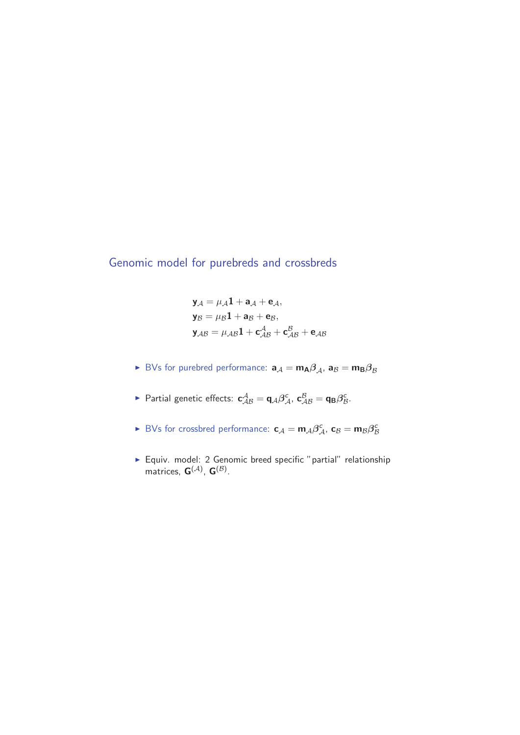## Genomic model for purebreds and crossbreds

$$
\begin{aligned}
\mathbf{y}_{\mathcal{A}} &= \mu_{\mathcal{A}}\mathbf{1} + \mathbf{a}_{\mathcal{A}} + \mathbf{e}_{\mathcal{A}}, \\
\mathbf{y}_{\mathcal{B}} &= \mu_{\mathcal{B}}\mathbf{1} + \mathbf{a}_{\mathcal{B}} + \mathbf{e}_{\mathcal{B}}, \\
\mathbf{y}_{\mathcal{AB}} &= \mu_{\mathcal{AB}}\mathbf{1} + \mathbf{c}_{\mathcal{AB}}^{\mathcal{A}} + \mathbf{c}_{\mathcal{AB}}^{\mathcal{B}} + \mathbf{e}_{\mathcal{AB}}
\end{aligned}
$$

- BVs for purebred performance: $\mathbf{a}_{\mathcal{A}} = \mathbf{m}_{\mathbf{A}}\boldsymbol{\beta}_{\mathcal{A}}$, $\mathbf{a}_{\mathcal{B}} = \mathbf{m}_{\mathbf{B}}\boldsymbol{\beta}_{\mathcal{B}}$
- Partial genetic effects: $\mathbf{c}_{\mathcal{AB}}^{\mathcal{A}} = \mathbf{q}_{\mathcal{A}}\boldsymbol{\beta}_{\mathcal{A}}^{c}$, $\mathbf{c}_{\mathcal{AB}}^{\mathcal{B}} = \mathbf{q}_{\mathbf{B}}\boldsymbol{\beta}_{\mathcal{B}}^{c}$.
- BVs for crossbred performance: $\mathbf{c}_{\mathcal{A}} = \mathbf{m}_{\mathcal{A}}\boldsymbol{\beta}_{\mathcal{A}}^{c}$, $\mathbf{c}_{\mathcal{B}} = \mathbf{m}_{\mathcal{B}}\boldsymbol{\beta}_{\mathcal{B}}^{c}$
- Equiv. model: 2 Genomic breed specific "partial" relationship matrices, $\mathbf{G}^{(\mathcal{A})}$, $\mathbf{G}^{(\mathcal{B})}$.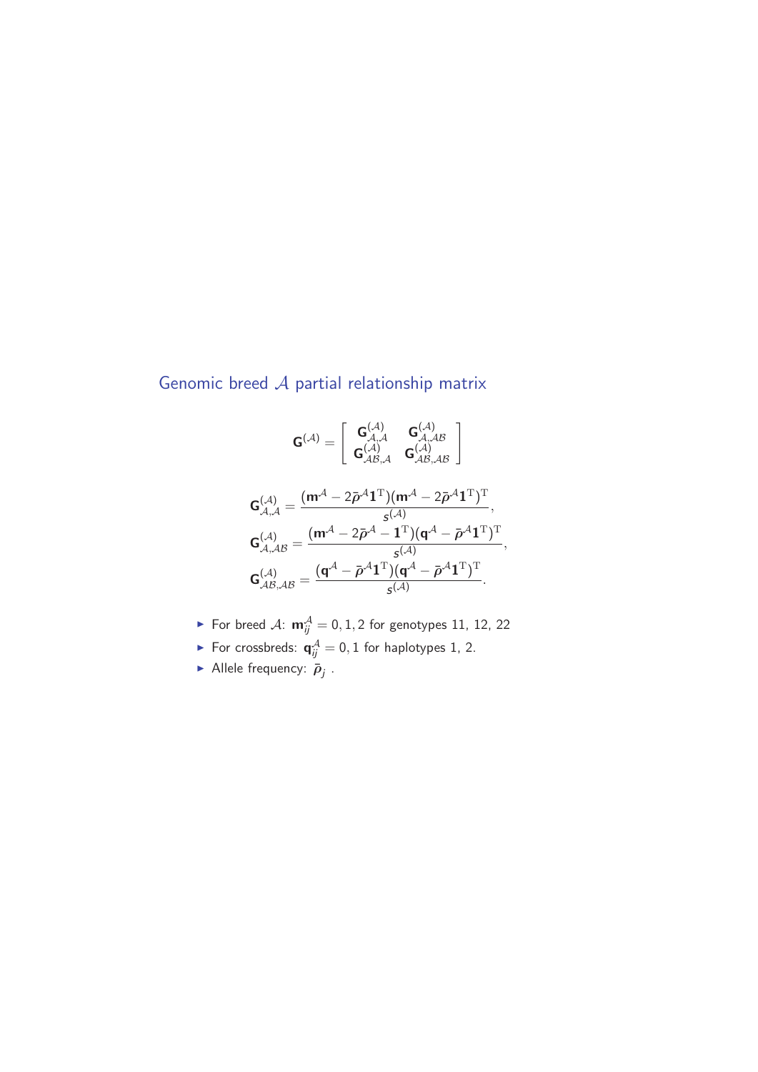## Genomic breed $\mathcal{A}$ partial relationship matrix

$$
\mathbf{G}^{(\mathcal{A})} = \left[ \begin{array}{cc} \mathbf{G}^{(\mathcal{A})}_{\mathcal{A},\mathcal{A}} & \mathbf{G}^{(\mathcal{A})}_{\mathcal{A},\mathcal{AB}} \\ \mathbf{G}^{(\mathcal{A})}_{\mathcal{AB},\mathcal{A}} & \mathbf{G}^{(\mathcal{A})}_{\mathcal{AB},\mathcal{AB}} \end{array} \right]
$$

$$
\begin{aligned}
\mathbf{G}^{(\mathcal{A})}_{\mathcal{A},\mathcal{A}} &= \frac{(\mathbf{m}^{\mathcal{A}} - 2\bar{\boldsymbol{\rho}}^{\mathcal{A}}\mathbf{1}^{\mathrm{T}})(\mathbf{m}^{\mathcal{A}} - 2\bar{\boldsymbol{\rho}}^{\mathcal{A}}\mathbf{1}^{\mathrm{T}})^{\mathrm{T}}}{s^{(\mathcal{A})}}, \\
\mathbf{G}^{(\mathcal{A})}_{\mathcal{A},\mathcal{AB}} &= \frac{(\mathbf{m}^{\mathcal{A}} - 2\bar{\boldsymbol{\rho}}^{\mathcal{A}} - \mathbf{1}^{\mathrm{T}})(\mathbf{q}^{\mathcal{A}} - \bar{\boldsymbol{\rho}}^{\mathcal{A}}\mathbf{1}^{\mathrm{T}})^{\mathrm{T}}}{s^{(\mathcal{A})}}, \\
\mathbf{G}^{(\mathcal{A})}_{\mathcal{AB},\mathcal{AB}} &= \frac{(\mathbf{q}^{\mathcal{A}} - \bar{\boldsymbol{\rho}}^{\mathcal{A}}\mathbf{1}^{\mathrm{T}})(\mathbf{q}^{\mathcal{A}} - \bar{\boldsymbol{\rho}}^{\mathcal{A}}\mathbf{1}^{\mathrm{T}})^{\mathrm{T}}}{s^{(\mathcal{A})}}.
\end{aligned}
$$

- For breed $\mathcal{A}$: $\mathbf{m}^{\mathcal{A}}_{ij} = 0, 1, 2$ for genotypes 11, 12, 22
- For crossbreds: $\mathbf{q}^{\mathcal{A}}_{ij} = 0, 1$ for haplotypes 1, 2.
- Allele frequency: $\bar{\boldsymbol{\rho}}_j$ .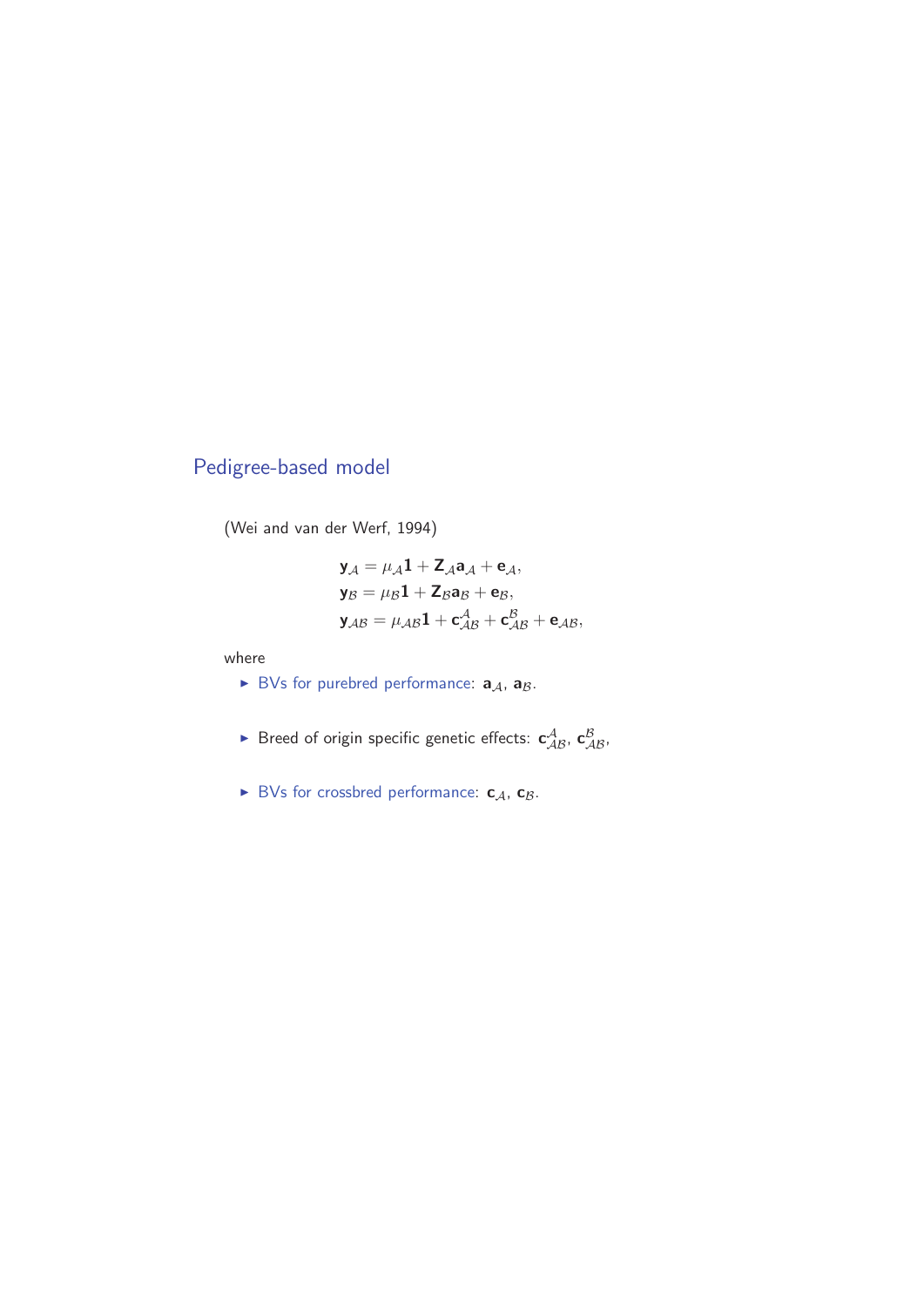## Pedigree-based model

(Wei and van der Werf, 1994)

$$
\begin{aligned}
\mathbf{y}_{\mathcal{A}} &= \mu_{\mathcal{A}}\mathbf{1} + \mathbf{Z}_{\mathcal{A}}\mathbf{a}_{\mathcal{A}} + \mathbf{e}_{\mathcal{A}}, \\
\mathbf{y}_{\mathcal{B}} &= \mu_{\mathcal{B}}\mathbf{1} + \mathbf{Z}_{\mathcal{B}}\mathbf{a}_{\mathcal{B}} + \mathbf{e}_{\mathcal{B}}, \\
\mathbf{y}_{\mathcal{AB}} &= \mu_{\mathcal{AB}}\mathbf{1} + \mathbf{c}_{\mathcal{AB}}^{\mathcal{A}} + \mathbf{c}_{\mathcal{AB}}^{\mathcal{B}} + \mathbf{e}_{\mathcal{AB}},
\end{aligned}
$$

where

- BVs for purebred performance: $\mathbf{a}_{\mathcal{A}}$, $\mathbf{a}_{\mathcal{B}}$.
- Breed of origin specific genetic effects: $\mathbf{c}_{\mathcal{AB}}^{\mathcal{A}}$, $\mathbf{c}_{\mathcal{AB}}^{\mathcal{B}}$,
- BVs for crossbred performance: $\mathbf{c}_{\mathcal{A}}$, $\mathbf{c}_{\mathcal{B}}$.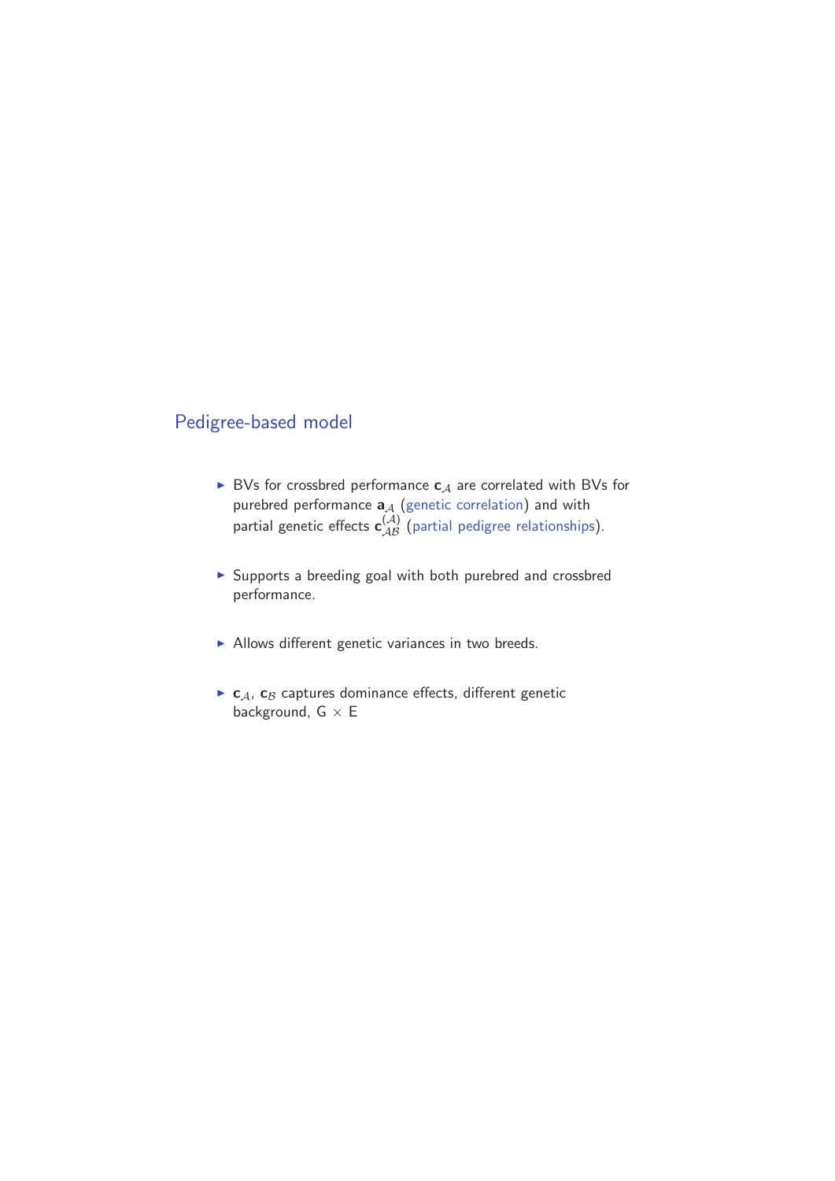## Pedigree-based model

- BVs for crossbred performance $\mathbf{c}_{\mathcal{A}}$ are correlated with BVs for purebred performance $\mathbf{a}_{\mathcal{A}}$ (genetic correlation) and with partial genetic effects $\mathbf{c}_{\mathcal{AB}}^{(\mathcal{A})}$ (partial pedigree relationships).
- Supports a breeding goal with both purebred and crossbred performance.
- Allows different genetic variances in two breeds.
- $\mathbf{c}_{\mathcal{A}}$, $\mathbf{c}_{\mathcal{B}}$ captures dominance effects, different genetic background, G $\times$ E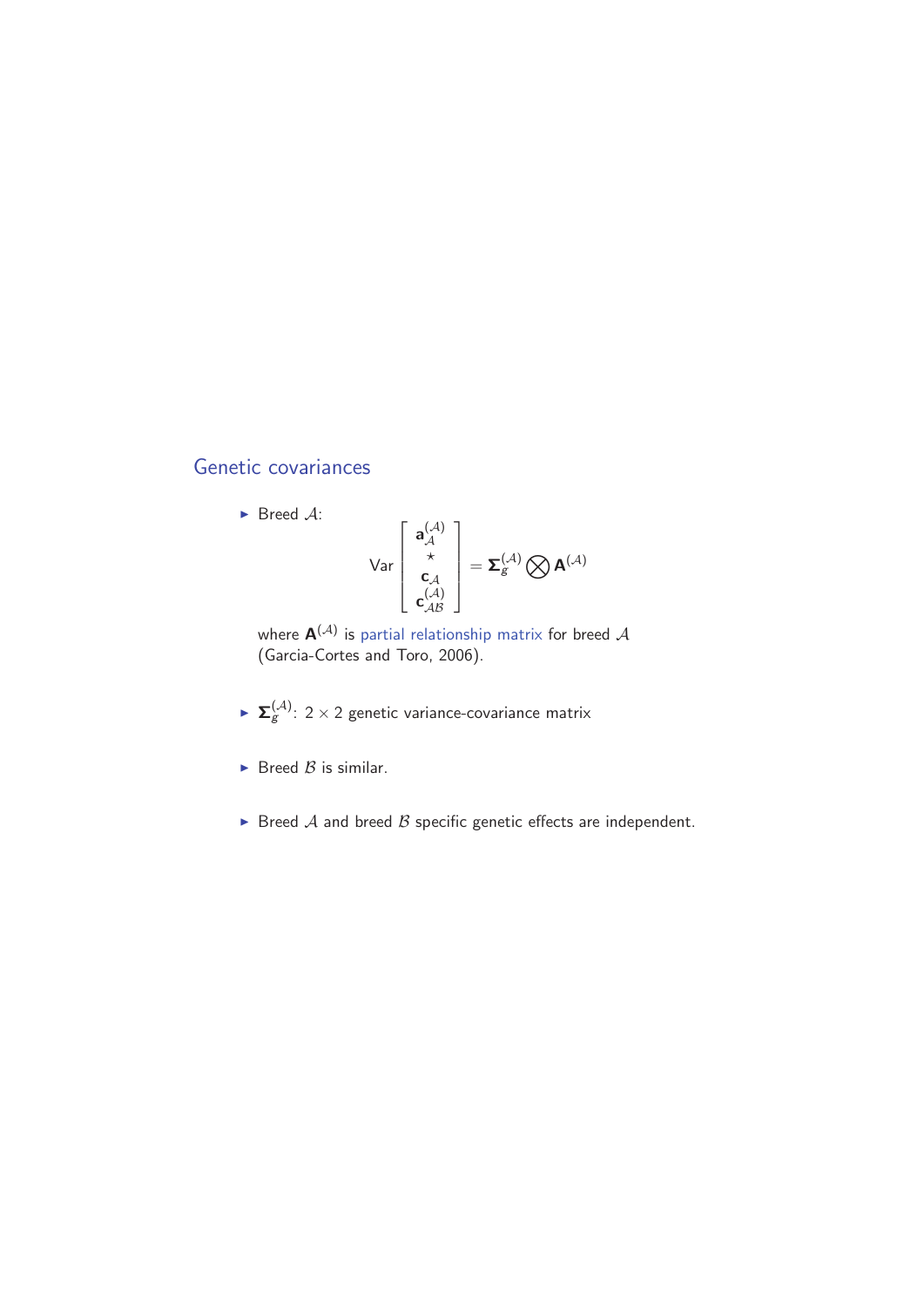# Genetic covariances

- Breed $\mathcal{A}$:

$$\text{Var}\begin{bmatrix} \mathbf{a}_{\mathcal{A}}^{(\mathcal{A})} \\ \star \\ \mathbf{c}_{\mathcal{A}} \\ \mathbf{c}_{\mathcal{AB}}^{(\mathcal{A})} \end{bmatrix} = \boldsymbol{\Sigma}_g^{(\mathcal{A})} \bigotimes \mathbf{A}^{(\mathcal{A})}$$

  where $\mathbf{A}^{(\mathcal{A})}$ is partial relationship matrix for breed $\mathcal{A}$ (Garcia-Cortes and Toro, 2006).

- $\boldsymbol{\Sigma}_g^{(\mathcal{A})}$: $2 \times 2$ genetic variance-covariance matrix

- Breed $\mathcal{B}$ is similar.

- Breed $\mathcal{A}$ and breed $\mathcal{B}$ specific genetic effects are independent.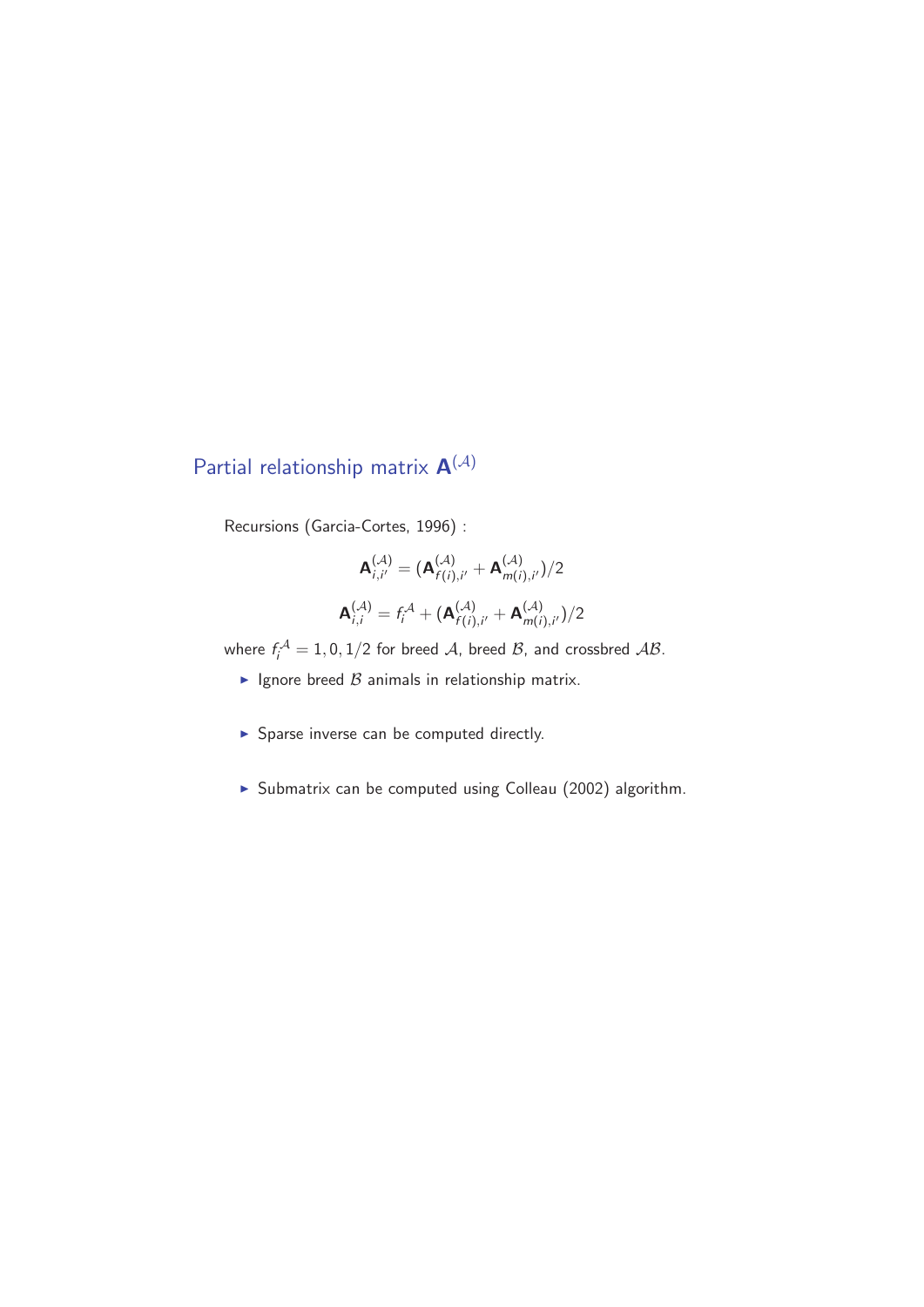## Partial relationship matrix $\mathbf{A}^{(\mathcal{A})}$

Recursions (Garcia-Cortes, 1996) :

$$\mathbf{A}^{(\mathcal{A})}_{i,i'} = (\mathbf{A}^{(\mathcal{A})}_{f(i),i'} + \mathbf{A}^{(\mathcal{A})}_{m(i),i'})/2$$

$$\mathbf{A}^{(\mathcal{A})}_{i,i} = f_i^{\mathcal{A}} + (\mathbf{A}^{(\mathcal{A})}_{f(i),i'} + \mathbf{A}^{(\mathcal{A})}_{m(i),i'})/2$$

where $f_i^{\mathcal{A}} = 1, 0, 1/2$ for breed $\mathcal{A}$, breed $\mathcal{B}$, and crossbred $\mathcal{AB}$.

- Ignore breed $\mathcal{B}$ animals in relationship matrix.
- Sparse inverse can be computed directly.
- Submatrix can be computed using Colleau (2002) algorithm.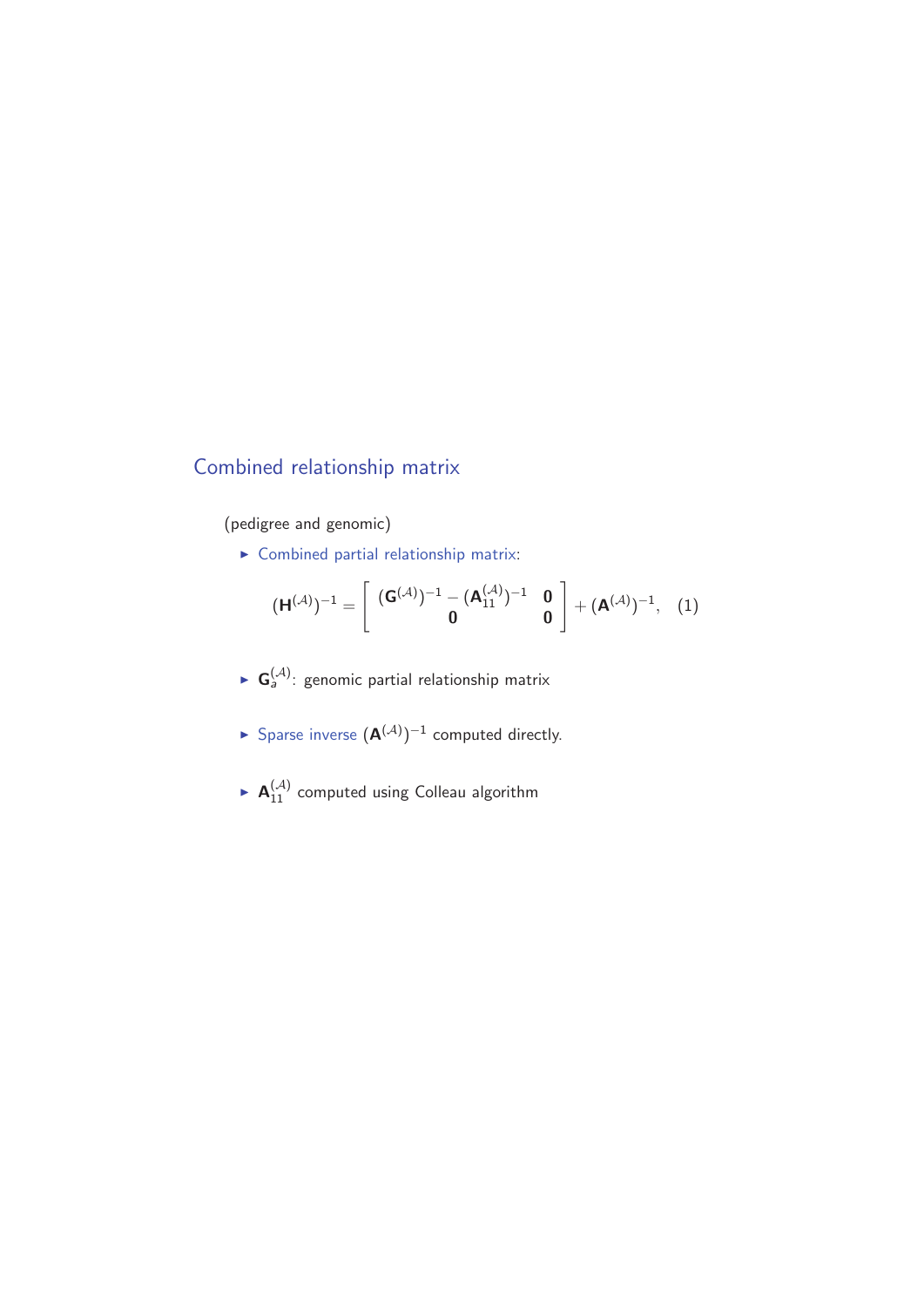## Combined relationship matrix

(pedigree and genomic)

- Combined partial relationship matrix:

$$(\mathbf{H}^{(\mathcal{A})})^{-1} = \begin{bmatrix} (\mathbf{G}^{(\mathcal{A})})^{-1} - (\mathbf{A}_{11}^{(\mathcal{A})})^{-1} & \mathbf{0} \\ \mathbf{0} & \mathbf{0} \end{bmatrix} + (\mathbf{A}^{(\mathcal{A})})^{-1}, \quad (1)$$

- $\mathbf{G}_a^{(\mathcal{A})}$: genomic partial relationship matrix
- Sparse inverse $(\mathbf{A}^{(\mathcal{A})})^{-1}$ computed directly.
- $\mathbf{A}_{11}^{(\mathcal{A})}$ computed using Colleau algorithm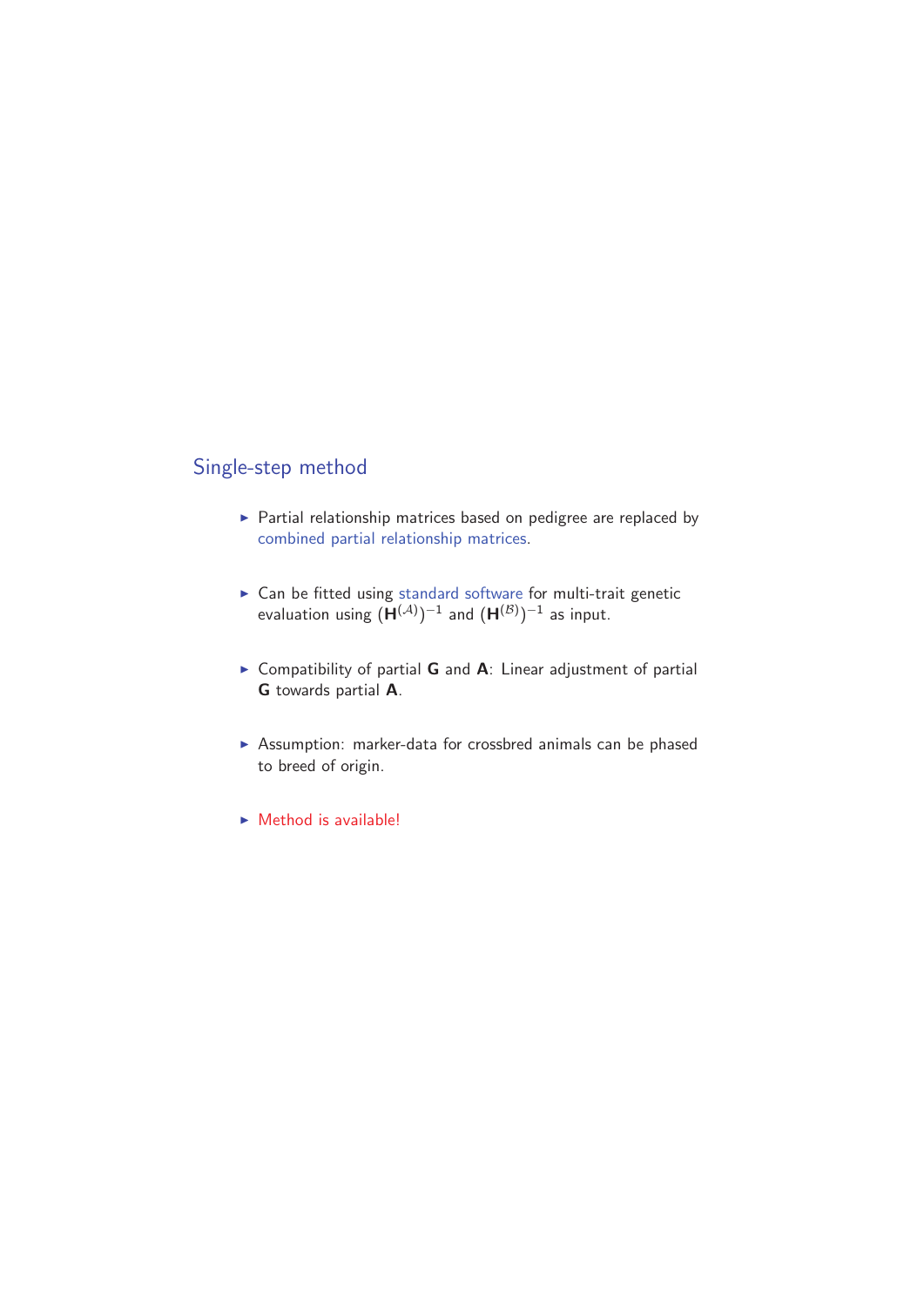## Single-step method

- Partial relationship matrices based on pedigree are replaced by combined partial relationship matrices.
- Can be fitted using standard software for multi-trait genetic evaluation using $(\mathbf{H}^{(\mathcal{A})})^{-1}$ and $(\mathbf{H}^{(\mathcal{B})})^{-1}$ as input.
- Compatibility of partial **G** and **A**: Linear adjustment of partial **G** towards partial **A**.
- Assumption: marker-data for crossbred animals can be phased to breed of origin.
- Method is available!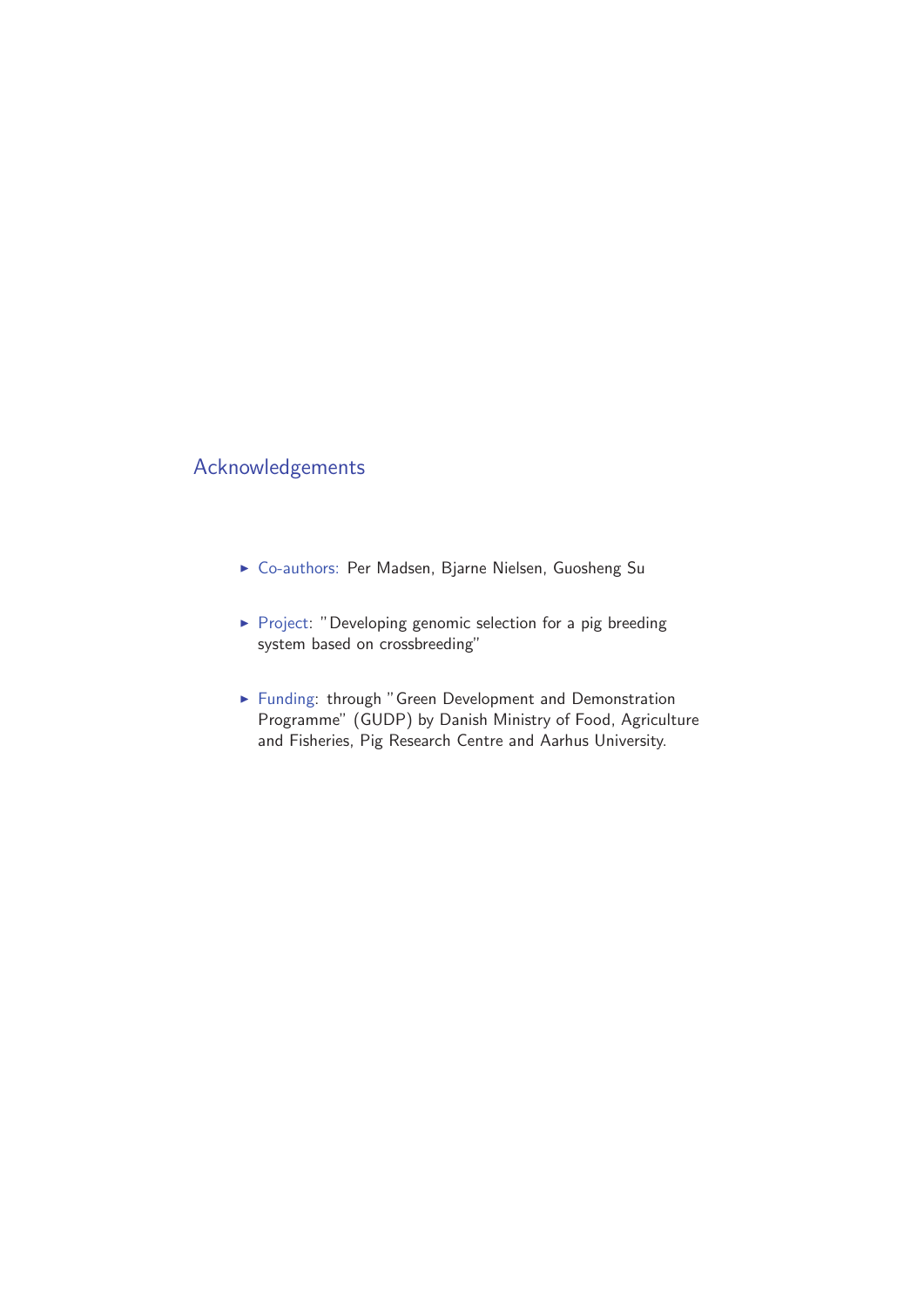## Acknowledgements

- Co-authors: Per Madsen, Bjarne Nielsen, Guosheng Su
- Project: "Developing genomic selection for a pig breeding system based on crossbreeding"
- Funding: through "Green Development and Demonstration Programme" (GUDP) by Danish Ministry of Food, Agriculture and Fisheries, Pig Research Centre and Aarhus University.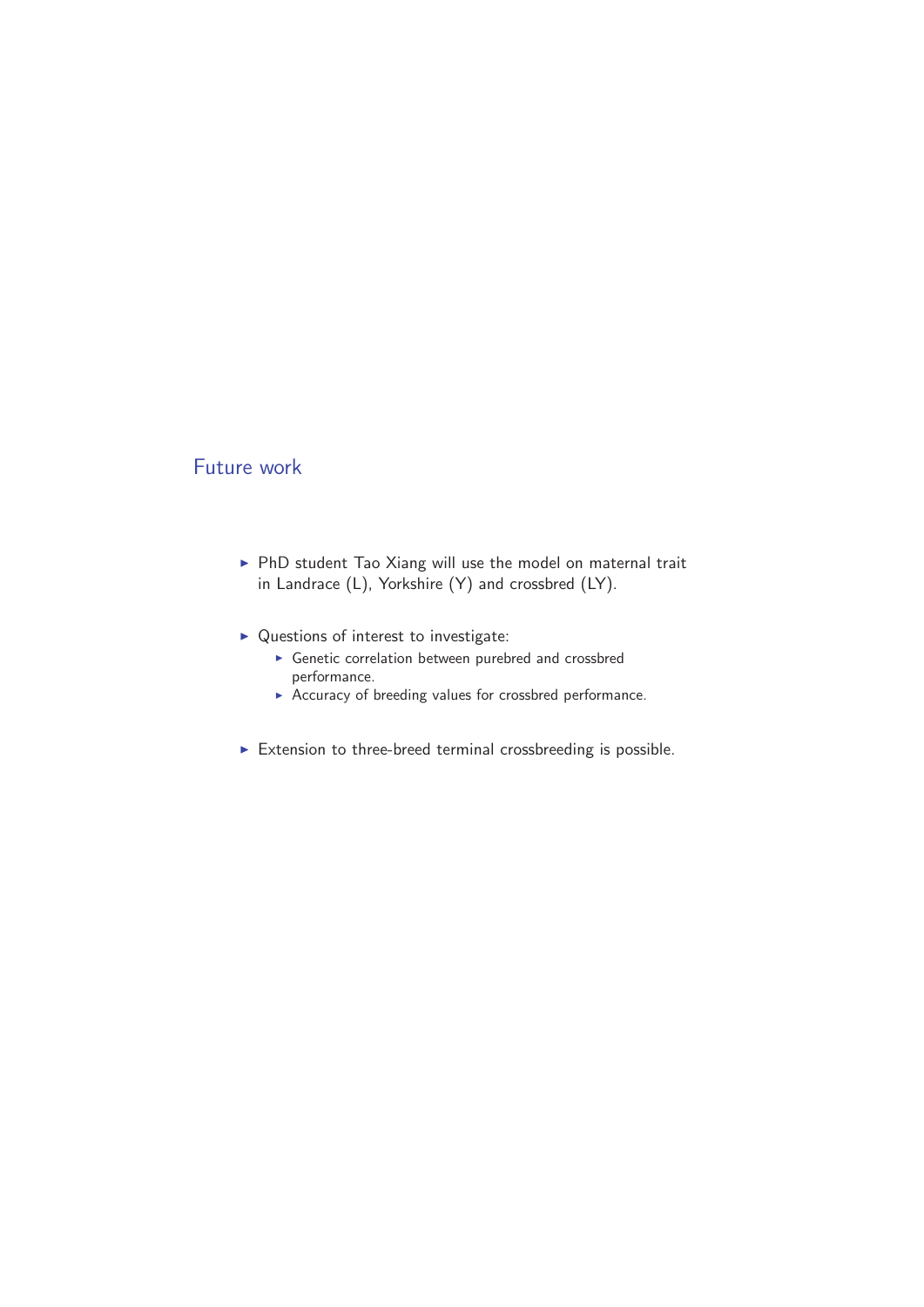## Future work

- PhD student Tao Xiang will use the model on maternal trait in Landrace (L), Yorkshire (Y) and crossbred (LY).
- Questions of interest to investigate:
  - Genetic correlation between purebred and crossbred performance.
  - Accuracy of breeding values for crossbred performance.
- Extension to three-breed terminal crossbreeding is possible.